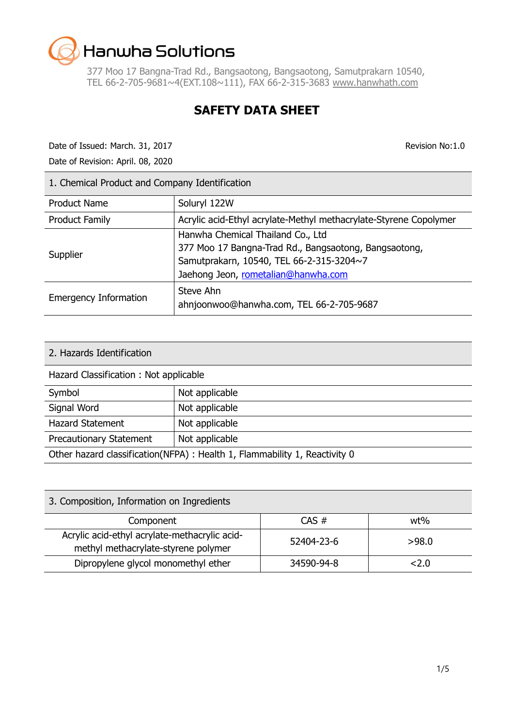Hanwha Solutions

377 Moo 17 Bangna-Trad Rd., Bangsaotong, Bangsaotong, Samutprakarn 10540,
TEL 66-2-705-9681~4(EXT.108~111), FAX 66-2-315-3683 www.hanwhath.com

# SAFETY DATA SHEET

Date of Issued: March. 31, 2017 — Revision No:1.0

Date of Revision: April. 08, 2020

## 1. Chemical Product and Company Identification

| Field | Details |
|---|---|
| Product Name | Soluryl 122W |
| Product Family | Acrylic acid-Ethyl acrylate-Methyl methacrylate-Styrene Copolymer |
| Supplier | Hanwha Chemical Thailand Co., Ltd<br>377 Moo 17 Bangna-Trad Rd., Bangsaotong, Bangsaotong, Samutprakarn, 10540, TEL 66-2-315-3204~7<br>Jaehong Jeon, rometalian@hanwha.com |
| Emergency Information | Steve Ahn<br>ahnjoonwoo@hanwha.com, TEL 66-2-705-9687 |

## 2. Hazards Identification

Hazard Classification : Not applicable

| Item | Classification |
|---|---|
| Symbol | Not applicable |
| Signal Word | Not applicable |
| Hazard Statement | Not applicable |
| Precautionary Statement | Not applicable |

Other hazard classification(NFPA) : Health 1, Flammability 1, Reactivity 0

## 3. Composition, Information on Ingredients

| Component | CAS # | wt% |
|---|---|---|
| Acrylic acid-ethyl acrylate-methacrylic acid-methyl methacrylate-styrene polymer | 52404-23-6 | >98.0 |
| Dipropylene glycol monomethyl ether | 34590-94-8 | <2.0 |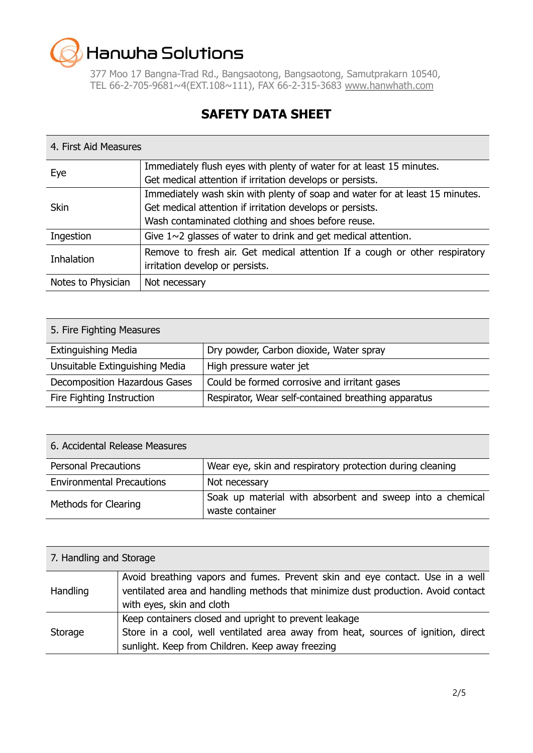# Hanwha Solutions

377 Moo 17 Bangna-Trad Rd., Bangsaotong, Bangsaotong, Samutprakarn 10540,
TEL 66-2-705-9681~4(EXT.108~111), FAX 66-2-315-3683 www.hanwhath.com

## SAFETY DATA SHEET

| 4. First Aid Measures | |
|---|---|
| Eye | Immediately flush eyes with plenty of water for at least 15 minutes.<br>Get medical attention if irritation develops or persists. |
| Skin | Immediately wash skin with plenty of soap and water for at least 15 minutes.<br>Get medical attention if irritation develops or persists.<br>Wash contaminated clothing and shoes before reuse. |
| Ingestion | Give 1~2 glasses of water to drink and get medical attention. |
| Inhalation | Remove to fresh air. Get medical attention If a cough or other respiratory irritation develop or persists. |
| Notes to Physician | Not necessary |

| 5. Fire Fighting Measures | |
|---|---|
| Extinguishing Media | Dry powder, Carbon dioxide, Water spray |
| Unsuitable Extinguishing Media | High pressure water jet |
| Decomposition Hazardous Gases | Could be formed corrosive and irritant gases |
| Fire Fighting Instruction | Respirator, Wear self-contained breathing apparatus |

| 6. Accidental Release Measures | |
|---|---|
| Personal Precautions | Wear eye, skin and respiratory protection during cleaning |
| Environmental Precautions | Not necessary |
| Methods for Clearing | Soak up material with absorbent and sweep into a chemical waste container |

| 7. Handling and Storage | |
|---|---|
| Handling | Avoid breathing vapors and fumes. Prevent skin and eye contact. Use in a well ventilated area and handling methods that minimize dust production. Avoid contact with eyes, skin and cloth |
| Storage | Keep containers closed and upright to prevent leakage<br>Store in a cool, well ventilated area away from heat, sources of ignition, direct sunlight. Keep from Children. Keep away freezing |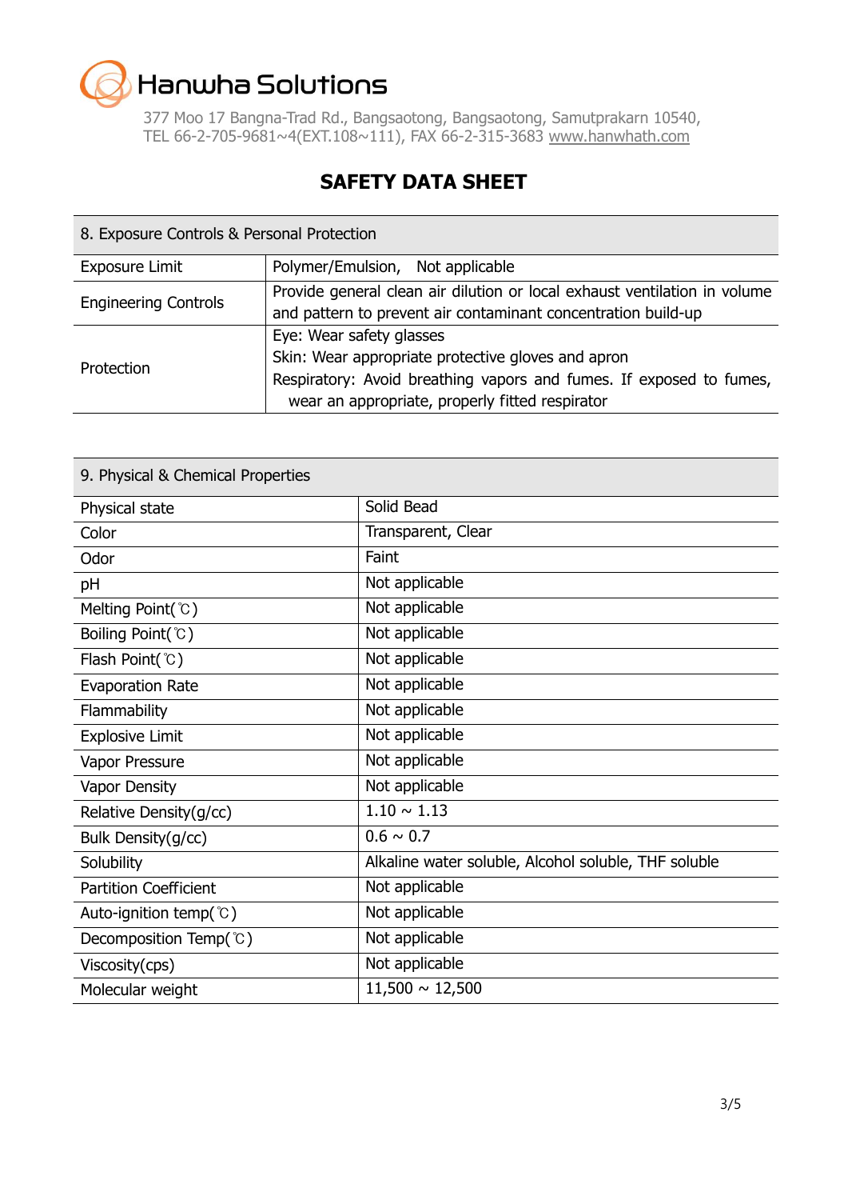Hanwha Solutions

377 Moo 17 Bangna-Trad Rd., Bangsaotong, Bangsaotong, Samutprakarn 10540,
TEL 66-2-705-9681~4(EXT.108~111), FAX 66-2-315-3683 www.hanwhath.com

# SAFETY DATA SHEET

| 8. Exposure Controls & Personal Protection | |
|---|---|
| Exposure Limit | Polymer/Emulsion,  Not applicable |
| Engineering Controls | Provide general clean air dilution or local exhaust ventilation in volume and pattern to prevent air contaminant concentration build-up |
| Protection | Eye: Wear safety glasses<br>Skin: Wear appropriate protective gloves and apron<br>Respiratory: Avoid breathing vapors and fumes. If exposed to fumes, wear an appropriate, properly fitted respirator |

| 9. Physical & Chemical Properties | |
|---|---|
| Physical state | Solid Bead |
| Color | Transparent, Clear |
| Odor | Faint |
| pH | Not applicable |
| Melting Point(℃) | Not applicable |
| Boiling Point(℃) | Not applicable |
| Flash Point(℃) | Not applicable |
| Evaporation Rate | Not applicable |
| Flammability | Not applicable |
| Explosive Limit | Not applicable |
| Vapor Pressure | Not applicable |
| Vapor Density | Not applicable |
| Relative Density(g/cc) | 1.10 ~ 1.13 |
| Bulk Density(g/cc) | 0.6 ~ 0.7 |
| Solubility | Alkaline water soluble, Alcohol soluble, THF soluble |
| Partition Coefficient | Not applicable |
| Auto-ignition temp(℃) | Not applicable |
| Decomposition Temp(℃) | Not applicable |
| Viscosity(cps) | Not applicable |
| Molecular weight | 11,500 ~ 12,500 |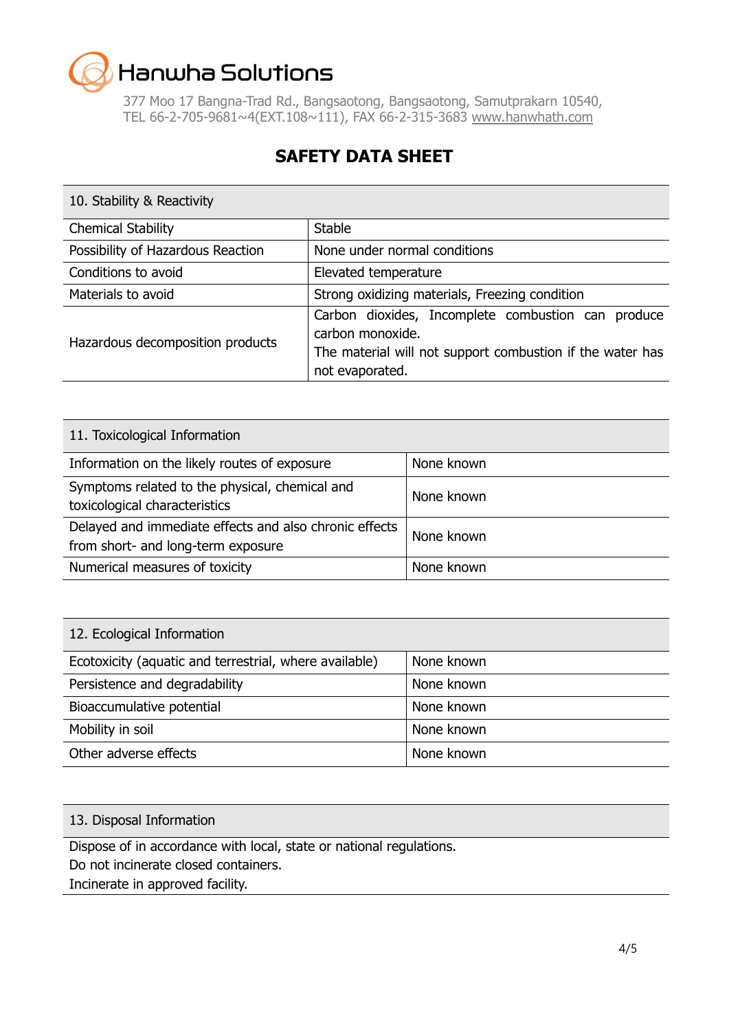Hanwha Solutions

377 Moo 17 Bangna-Trad Rd., Bangsaotong, Bangsaotong, Samutprakarn 10540, TEL 66-2-705-9681~4(EXT.108~111), FAX 66-2-315-3683 www.hanwhath.com

# SAFETY DATA SHEET

| 10. Stability & Reactivity | |
|---|---|
| Chemical Stability | Stable |
| Possibility of Hazardous Reaction | None under normal conditions |
| Conditions to avoid | Elevated temperature |
| Materials to avoid | Strong oxidizing materials, Freezing condition |
| Hazardous decomposition products | Carbon dioxides, Incomplete combustion can produce carbon monoxide.<br>The material will not support combustion if the water has not evaporated. |

| 11. Toxicological Information | |
|---|---|
| Information on the likely routes of exposure | None known |
| Symptoms related to the physical, chemical and toxicological characteristics | None known |
| Delayed and immediate effects and also chronic effects from short- and long-term exposure | None known |
| Numerical measures of toxicity | None known |

| 12. Ecological Information | |
|---|---|
| Ecotoxicity (aquatic and terrestrial, where available) | None known |
| Persistence and degradability | None known |
| Bioaccumulative potential | None known |
| Mobility in soil | None known |
| Other adverse effects | None known |

| 13. Disposal Information |
|---|
| Dispose of in accordance with local, state or national regulations.<br>Do not incinerate closed containers.<br>Incinerate in approved facility. |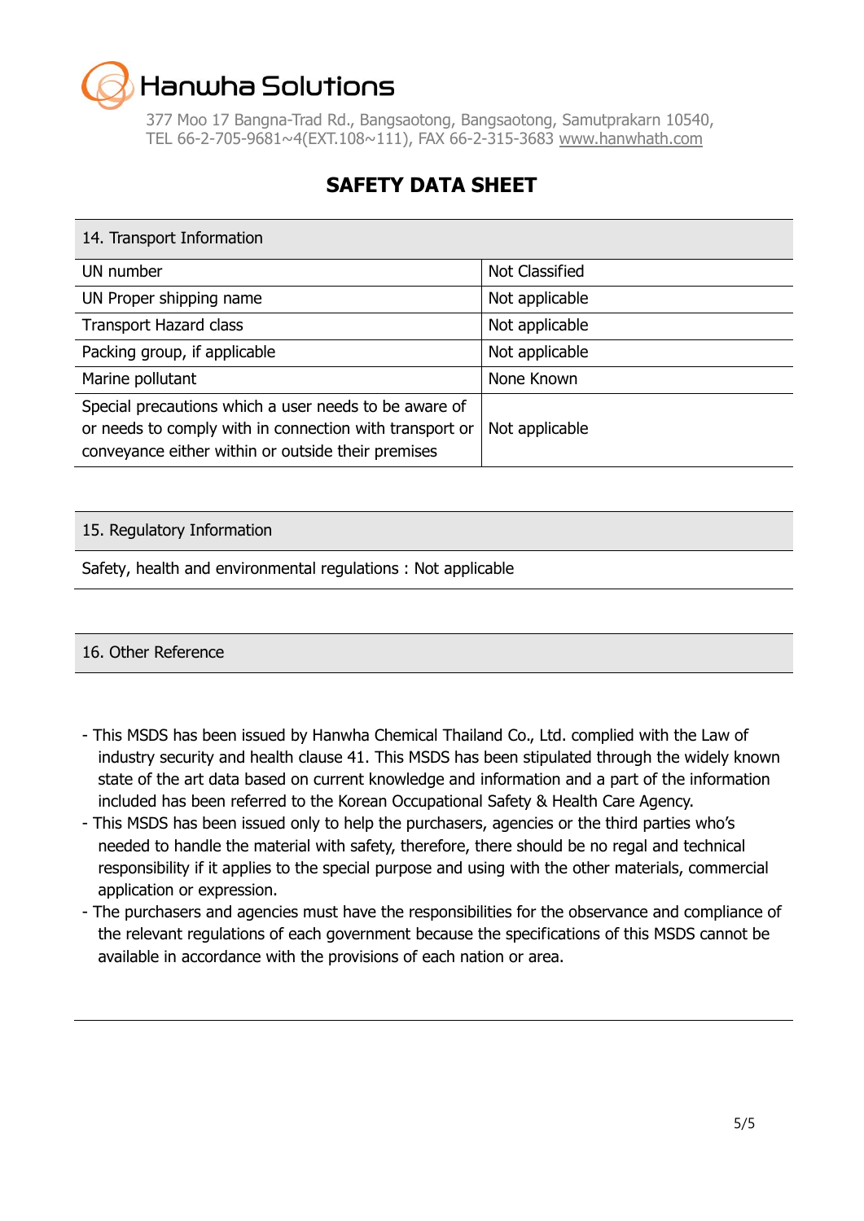Hanwha Solutions

377 Moo 17 Bangna-Trad Rd., Bangsaotong, Bangsaotong, Samutprakarn 10540,
TEL 66-2-705-9681~4(EXT.108~111), FAX 66-2-315-3683 www.hanwhath.com

# SAFETY DATA SHEET

## 14. Transport Information

| | |
|---|---|
| UN number | Not Classified |
| UN Proper shipping name | Not applicable |
| Transport Hazard class | Not applicable |
| Packing group, if applicable | Not applicable |
| Marine pollutant | None Known |
| Special precautions which a user needs to be aware of or needs to comply with in connection with transport or conveyance either within or outside their premises | Not applicable |

## 15. Regulatory Information

Safety, health and environmental regulations : Not applicable

## 16. Other Reference

- This MSDS has been issued by Hanwha Chemical Thailand Co., Ltd. complied with the Law of industry security and health clause 41. This MSDS has been stipulated through the widely known state of the art data based on current knowledge and information and a part of the information included has been referred to the Korean Occupational Safety & Health Care Agency.
- This MSDS has been issued only to help the purchasers, agencies or the third parties who's needed to handle the material with safety, therefore, there should be no regal and technical responsibility if it applies to the special purpose and using with the other materials, commercial application or expression.
- The purchasers and agencies must have the responsibilities for the observance and compliance of the relevant regulations of each government because the specifications of this MSDS cannot be available in accordance with the provisions of each nation or area.